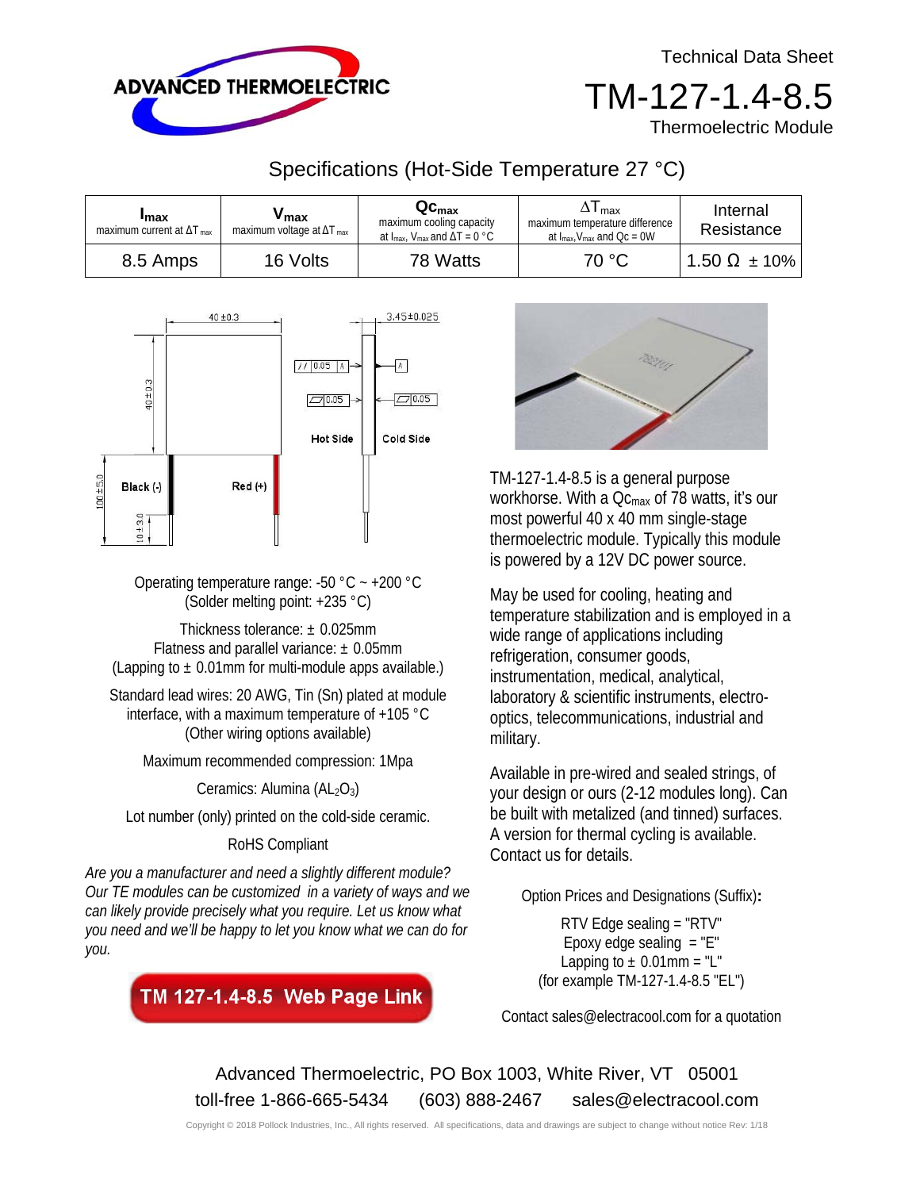Technical Data Sheet

# TM-127-1.4-8.5

Thermoelectric Module

## Specifications (Hot-Side Temperature 27 °C)

| $I_{max}$ maximum current at $\Delta T_{max}$ | $V_{max}$ maximum voltage at $\Delta T_{max}$ | $Qc_{max}$ maximum cooling capacity at $I_{max}$, $V_{max}$ and $\Delta T = 0$ °C | $\Delta T_{max}$ maximum temperature difference at $I_{max}$, $V_{max}$ and Qc = 0W | Internal Resistance |
|---|---|---|---|---|
| 8.5 Amps | 16 Volts | 78 Watts | 70 °C | 1.50 Ω ± 10% |

Operating temperature range: -50 °C ~ +200 °C
(Solder melting point: +235 °C)

Thickness tolerance: ± 0.025mm
Flatness and parallel variance: ± 0.05mm
(Lapping to ± 0.01mm for multi-module apps available.)

Standard lead wires: 20 AWG, Tin (Sn) plated at module interface, with a maximum temperature of +105 °C
(Other wiring options available)

Maximum recommended compression: 1Mpa

Ceramics: Alumina ($AL_2O_3$)

Lot number (only) printed on the cold-side ceramic.

RoHS Compliant

*Are you a manufacturer and need a slightly different module? Our TE modules can be customized in a variety of ways and we can likely provide precisely what you require. Let us know what you need and we'll be happy to let you know what we can do for you.*

**TM 127-1.4-8.5 Web Page Link**

TM-127-1.4-8.5 is a general purpose workhorse. With a $Qc_{max}$ of 78 watts, it's our most powerful 40 x 40 mm single-stage thermoelectric module. Typically this module is powered by a 12V DC power source.

May be used for cooling, heating and temperature stabilization and is employed in a wide range of applications including refrigeration, consumer goods, instrumentation, medical, analytical, laboratory & scientific instruments, electro-optics, telecommunications, industrial and military.

Available in pre-wired and sealed strings, of your design or ours (2-12 modules long). Can be built with metalized (and tinned) surfaces. A version for thermal cycling is available. Contact us for details.

Option Prices and Designations (Suffix)**:**

RTV Edge sealing = "RTV"
Epoxy edge sealing = "E"
Lapping to ± 0.01mm = "L"
(for example TM-127-1.4-8.5 "EL")

Contact sales@electracool.com for a quotation

Advanced Thermoelectric, PO Box 1003, White River, VT 05001
toll-free 1-866-665-5434 (603) 888-2467 sales@electracool.com

Copyright © 2018 Pollock Industries, Inc., All rights reserved. All specifications, data and drawings are subject to change without notice Rev: 1/18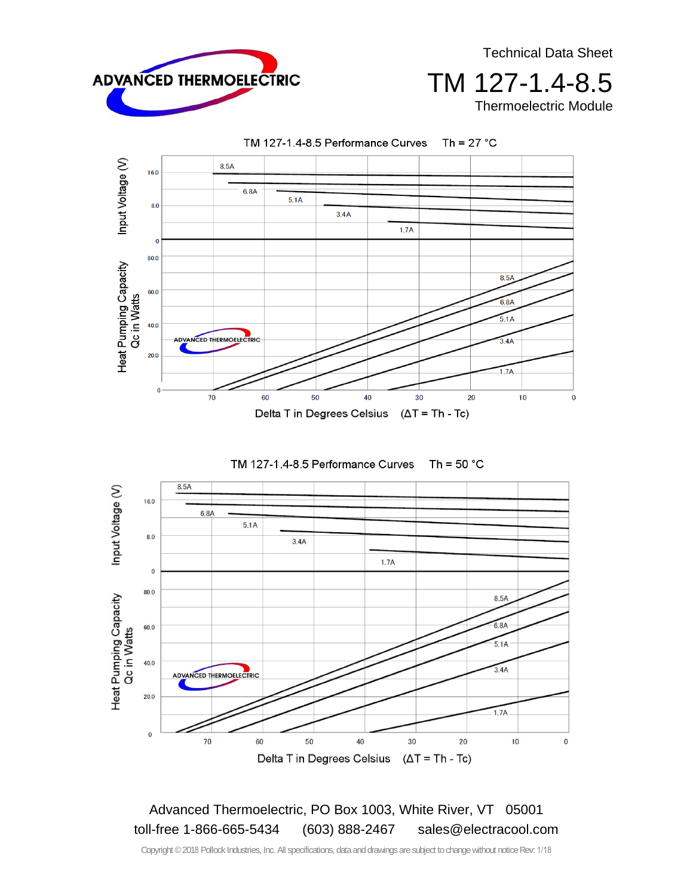ADVANCED THERMOELECTRIC

Technical Data Sheet

# TM 127-1.4-8.5

Thermoelectric Module

TM 127-1.4-8.5 Performance Curves Th = 27 °C

Input Voltage (V)

16.0
8.0
0

8.5A
6.8A
5.1A
3.4A
1.7A

Heat Pumping Capacity Qc in Watts

80.0
60.0
40.0
20.0
0

8.5A
6.8A
5.1A
3.4A
1.7A

ADVANCED THERMOELECTRIC

70 60 50 40 30 20 10 0

Delta T in Degrees Celsius (ΔT = Th - Tc)

TM 127-1.4-8.5 Performance Curves Th = 50 °C

Input Voltage (V)

16.0
8.0
0

8.5A
6.8A
5.1A
3.4A
1.7A

Heat Pumping Capacity Qc in Watts

80.0
60.0
40.0
20.0
0

8.5A
6.8A
5.1A
3.4A
1.7A

ADVANCED THERMOELECTRIC

70 60 50 40 30 20 10 0

Delta T in Degrees Celsius (ΔT = Th - Tc)

Advanced Thermoelectric, PO Box 1003, White River, VT 05001

toll-free 1-866-665-5434 (603) 888-2467 sales@electracool.com

Copyright © 2018 Pollock Industries, Inc. All specifications, data and drawings are subject to change without notice Rev: 1/18